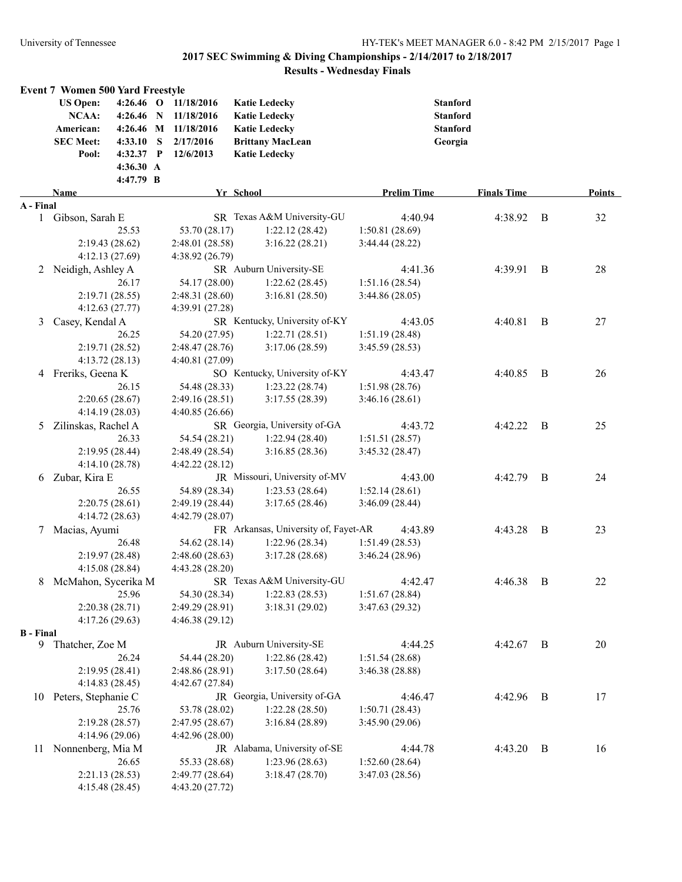## 2017 SEC Swimming & Diving Championships - 2/14/2017 to 2/18/2017

### Results - Wednesday Finals

### Event 7 Women 500 Yard Freestyle

| | | | | | |
|---|---|---|---|---|---|
| **US Open:** | **4:26.46** | **O** | **11/18/2016** | **Katie Ledecky** | **Stanford** |
| **NCAA:** | **4:26.46** | **N** | **11/18/2016** | **Katie Ledecky** | **Stanford** |
| **American:** | **4:26.46** | **M** | **11/18/2016** | **Katie Ledecky** | **Stanford** |
| **SEC Meet:** | **4:33.10** | **S** | **2/17/2016** | **Brittany MacLean** | **Georgia** |
| **Pool:** | **4:32.37** | **P** | **12/6/2013** | **Katie Ledecky** | |
| | **4:36.30** | **A** | | | |
| | **4:47.79** | **B** | | | |

| | Name | Yr | School | Prelim Time | Finals Time | | Points |
|---|---|---|---|---|---|---|---|
| **A - Final** | | | | | | | |
| 1 | Gibson, Sarah E | SR | Texas A&M University-GU | 4:40.94 | 4:38.92 | B | 32 |
| | 25.53, 53.70 (28.17), 1:22.12 (28.42), 1:50.81 (28.69), 2:19.43 (28.62), 2:48.01 (28.58), 3:16.22 (28.21), 3:44.44 (28.22), 4:12.13 (27.69), 4:38.92 (26.79) | | | | | | |
| 2 | Neidigh, Ashley A | SR | Auburn University-SE | 4:41.36 | 4:39.91 | B | 28 |
| | 26.17, 54.17 (28.00), 1:22.62 (28.45), 1:51.16 (28.54), 2:19.71 (28.55), 2:48.31 (28.60), 3:16.81 (28.50), 3:44.86 (28.05), 4:12.63 (27.77), 4:39.91 (27.28) | | | | | | |
| 3 | Casey, Kendal A | SR | Kentucky, University of-KY | 4:43.05 | 4:40.81 | B | 27 |
| | 26.25, 54.20 (27.95), 1:22.71 (28.51), 1:51.19 (28.48), 2:19.71 (28.52), 2:48.47 (28.76), 3:17.06 (28.59), 3:45.59 (28.53), 4:13.72 (28.13), 4:40.81 (27.09) | | | | | | |
| 4 | Freriks, Geena K | SO | Kentucky, University of-KY | 4:43.47 | 4:40.85 | B | 26 |
| | 26.15, 54.48 (28.33), 1:23.22 (28.74), 1:51.98 (28.76), 2:20.65 (28.67), 2:49.16 (28.51), 3:17.55 (28.39), 3:46.16 (28.61), 4:14.19 (28.03), 4:40.85 (26.66) | | | | | | |
| 5 | Zilinskas, Rachel A | SR | Georgia, University of-GA | 4:43.72 | 4:42.22 | B | 25 |
| | 26.33, 54.54 (28.21), 1:22.94 (28.40), 1:51.51 (28.57), 2:19.95 (28.44), 2:48.49 (28.54), 3:16.85 (28.36), 3:45.32 (28.47), 4:14.10 (28.78), 4:42.22 (28.12) | | | | | | |
| 6 | Zubar, Kira E | JR | Missouri, University of-MV | 4:43.00 | 4:42.79 | B | 24 |
| | 26.55, 54.89 (28.34), 1:23.53 (28.64), 1:52.14 (28.61), 2:20.75 (28.61), 2:49.19 (28.44), 3:17.65 (28.46), 3:46.09 (28.44), 4:14.72 (28.63), 4:42.79 (28.07) | | | | | | |
| 7 | Macias, Ayumi | FR | Arkansas, University of, Fayet-AR | 4:43.89 | 4:43.28 | B | 23 |
| | 26.48, 54.62 (28.14), 1:22.96 (28.34), 1:51.49 (28.53), 2:19.97 (28.48), 2:48.60 (28.63), 3:17.28 (28.68), 3:46.24 (28.96), 4:15.08 (28.84), 4:43.28 (28.20) | | | | | | |
| 8 | McMahon, Sycerika M | SR | Texas A&M University-GU | 4:42.47 | 4:46.38 | B | 22 |
| | 25.96, 54.30 (28.34), 1:22.83 (28.53), 1:51.67 (28.84), 2:20.38 (28.71), 2:49.29 (28.91), 3:18.31 (29.02), 3:47.63 (29.32), 4:17.26 (29.63), 4:46.38 (29.12) | | | | | | |
| **B - Final** | | | | | | | |
| 9 | Thatcher, Zoe M | JR | Auburn University-SE | 4:44.25 | 4:42.67 | B | 20 |
| | 26.24, 54.44 (28.20), 1:22.86 (28.42), 1:51.54 (28.68), 2:19.95 (28.41), 2:48.86 (28.91), 3:17.50 (28.64), 3:46.38 (28.88), 4:14.83 (28.45), 4:42.67 (27.84) | | | | | | |
| 10 | Peters, Stephanie C | JR | Georgia, University of-GA | 4:46.47 | 4:42.96 | B | 17 |
| | 25.76, 53.78 (28.02), 1:22.28 (28.50), 1:50.71 (28.43), 2:19.28 (28.57), 2:47.95 (28.67), 3:16.84 (28.89), 3:45.90 (29.06), 4:14.96 (29.06), 4:42.96 (28.00) | | | | | | |
| 11 | Nonnenberg, Mia M | JR | Alabama, University of-SE | 4:44.78 | 4:43.20 | B | 16 |
| | 26.65, 55.33 (28.68), 1:23.96 (28.63), 1:52.60 (28.64), 2:21.13 (28.53), 2:49.77 (28.64), 3:18.47 (28.70), 3:47.03 (28.56), 4:15.48 (28.45), 4:43.20 (27.72) | | | | | | |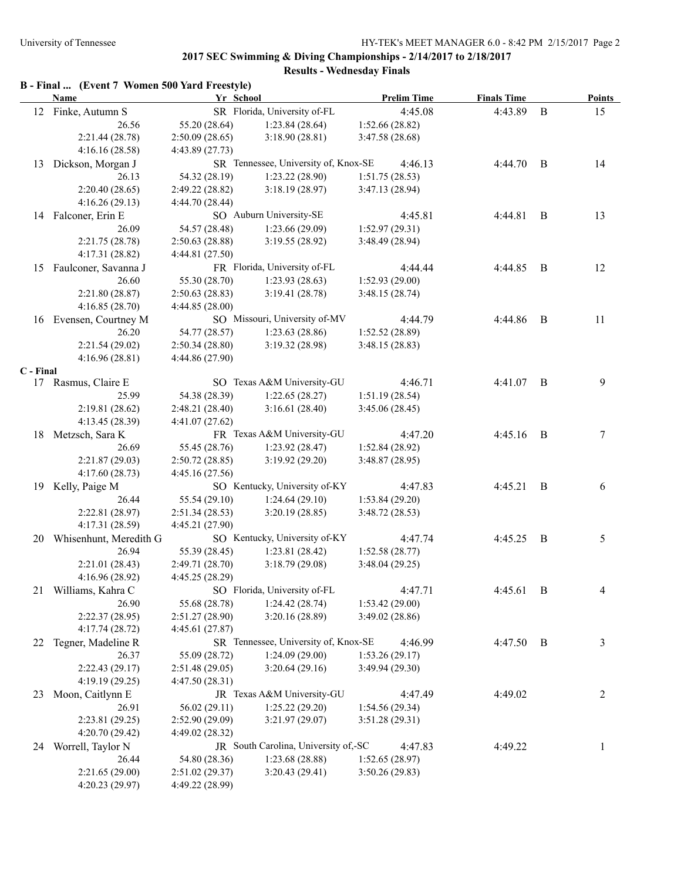## 2017 SEC Swimming & Diving Championships - 2/14/2017 to 2/18/2017

### Results - Wednesday Finals

**B - Final ... (Event 7 Women 500 Yard Freestyle)**

| | Name | Yr | School | Prelim Time | Finals Time | | Points |
|---|---|---|---|---|---|---|---|
| 12 | Finke, Autumn S | SR | Florida, University of-FL | 4:45.08 | 4:43.89 | B | 15 |
| | 26.56 | 55.20 (28.64) | 1:23.84 (28.64) | 1:52.66 (28.82) | | | |
| | 2:21.44 (28.78) | 2:50.09 (28.65) | 3:18.90 (28.81) | 3:47.58 (28.68) | | | |
| | 4:16.16 (28.58) | 4:43.89 (27.73) | | | | | |
| 13 | Dickson, Morgan J | SR | Tennessee, University of, Knox-SE | 4:46.13 | 4:44.70 | B | 14 |
| | 26.13 | 54.32 (28.19) | 1:23.22 (28.90) | 1:51.75 (28.53) | | | |
| | 2:20.40 (28.65) | 2:49.22 (28.82) | 3:18.19 (28.97) | 3:47.13 (28.94) | | | |
| | 4:16.26 (29.13) | 4:44.70 (28.44) | | | | | |
| 14 | Falconer, Erin E | SO | Auburn University-SE | 4:45.81 | 4:44.81 | B | 13 |
| | 26.09 | 54.57 (28.48) | 1:23.66 (29.09) | 1:52.97 (29.31) | | | |
| | 2:21.75 (28.78) | 2:50.63 (28.88) | 3:19.55 (28.92) | 3:48.49 (28.94) | | | |
| | 4:17.31 (28.82) | 4:44.81 (27.50) | | | | | |
| 15 | Faulconer, Savanna J | FR | Florida, University of-FL | 4:44.44 | 4:44.85 | B | 12 |
| | 26.60 | 55.30 (28.70) | 1:23.93 (28.63) | 1:52.93 (29.00) | | | |
| | 2:21.80 (28.87) | 2:50.63 (28.83) | 3:19.41 (28.78) | 3:48.15 (28.74) | | | |
| | 4:16.85 (28.70) | 4:44.85 (28.00) | | | | | |
| 16 | Evensen, Courtney M | SO | Missouri, University of-MV | 4:44.79 | 4:44.86 | B | 11 |
| | 26.20 | 54.77 (28.57) | 1:23.63 (28.86) | 1:52.52 (28.89) | | | |
| | 2:21.54 (29.02) | 2:50.34 (28.80) | 3:19.32 (28.98) | 3:48.15 (28.83) | | | |
| | 4:16.96 (28.81) | 4:44.86 (27.90) | | | | | |

**C - Final**

| | Name | Yr | School | Prelim Time | Finals Time | | Points |
|---|---|---|---|---|---|---|---|
| 17 | Rasmus, Claire E | SO | Texas A&M University-GU | 4:46.71 | 4:41.07 | B | 9 |
| | 25.99 | 54.38 (28.39) | 1:22.65 (28.27) | 1:51.19 (28.54) | | | |
| | 2:19.81 (28.62) | 2:48.21 (28.40) | 3:16.61 (28.40) | 3:45.06 (28.45) | | | |
| | 4:13.45 (28.39) | 4:41.07 (27.62) | | | | | |
| 18 | Metzsch, Sara K | FR | Texas A&M University-GU | 4:47.20 | 4:45.16 | B | 7 |
| | 26.69 | 55.45 (28.76) | 1:23.92 (28.47) | 1:52.84 (28.92) | | | |
| | 2:21.87 (29.03) | 2:50.72 (28.85) | 3:19.92 (29.20) | 3:48.87 (28.95) | | | |
| | 4:17.60 (28.73) | 4:45.16 (27.56) | | | | | |
| 19 | Kelly, Paige M | SO | Kentucky, University of-KY | 4:47.83 | 4:45.21 | B | 6 |
| | 26.44 | 55.54 (29.10) | 1:24.64 (29.10) | 1:53.84 (29.20) | | | |
| | 2:22.81 (28.97) | 2:51.34 (28.53) | 3:20.19 (28.85) | 3:48.72 (28.53) | | | |
| | 4:17.31 (28.59) | 4:45.21 (27.90) | | | | | |
| 20 | Whisenhunt, Meredith G | SO | Kentucky, University of-KY | 4:47.74 | 4:45.25 | B | 5 |
| | 26.94 | 55.39 (28.45) | 1:23.81 (28.42) | 1:52.58 (28.77) | | | |
| | 2:21.01 (28.43) | 2:49.71 (28.70) | 3:18.79 (29.08) | 3:48.04 (29.25) | | | |
| | 4:16.96 (28.92) | 4:45.25 (28.29) | | | | | |
| 21 | Williams, Kahra C | SO | Florida, University of-FL | 4:47.71 | 4:45.61 | B | 4 |
| | 26.90 | 55.68 (28.78) | 1:24.42 (28.74) | 1:53.42 (29.00) | | | |
| | 2:22.37 (28.95) | 2:51.27 (28.90) | 3:20.16 (28.89) | 3:49.02 (28.86) | | | |
| | 4:17.74 (28.72) | 4:45.61 (27.87) | | | | | |
| 22 | Tegner, Madeline R | SR | Tennessee, University of, Knox-SE | 4:46.99 | 4:47.50 | B | 3 |
| | 26.37 | 55.09 (28.72) | 1:24.09 (29.00) | 1:53.26 (29.17) | | | |
| | 2:22.43 (29.17) | 2:51.48 (29.05) | 3:20.64 (29.16) | 3:49.94 (29.30) | | | |
| | 4:19.19 (29.25) | 4:47.50 (28.31) | | | | | |
| 23 | Moon, Caitlynn E | JR | Texas A&M University-GU | 4:47.49 | 4:49.02 | | 2 |
| | 26.91 | 56.02 (29.11) | 1:25.22 (29.20) | 1:54.56 (29.34) | | | |
| | 2:23.81 (29.25) | 2:52.90 (29.09) | 3:21.97 (29.07) | 3:51.28 (29.31) | | | |
| | 4:20.70 (29.42) | 4:49.02 (28.32) | | | | | |
| 24 | Worrell, Taylor N | JR | South Carolina, University of,-SC | 4:47.83 | 4:49.22 | | 1 |
| | 26.44 | 54.80 (28.36) | 1:23.68 (28.88) | 1:52.65 (28.97) | | | |
| | 2:21.65 (29.00) | 2:51.02 (29.37) | 3:20.43 (29.41) | 3:50.26 (29.83) | | | |
| | 4:20.23 (29.97) | 4:49.22 (28.99) | | | | | |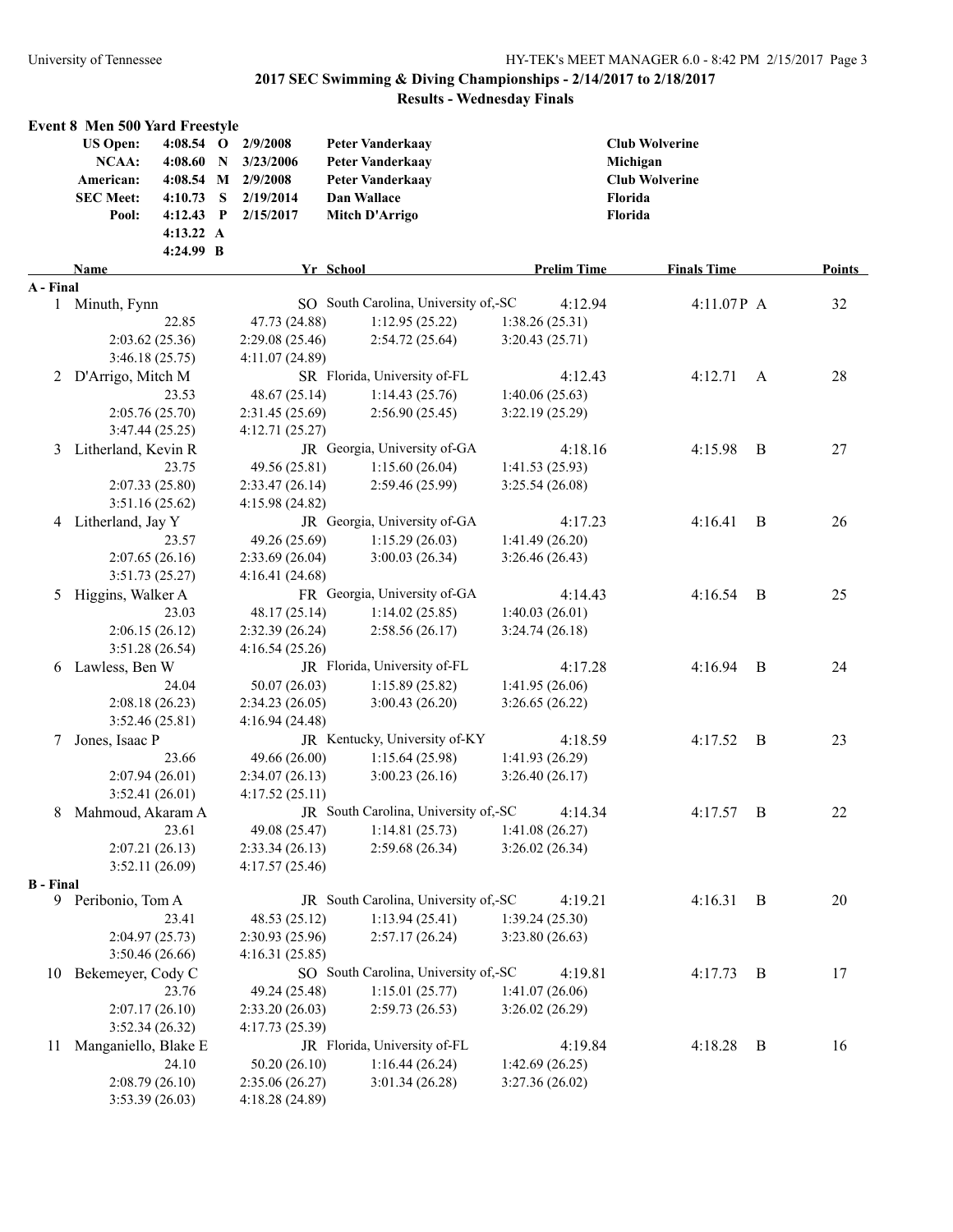## 2017 SEC Swimming & Diving Championships - 2/14/2017 to 2/18/2017

### Results - Wednesday Finals

**Event 8 Men 500 Yard Freestyle**

| | | | | | |
|---|---|---|---|---|---|
| **US Open:** | **4:08.54** | **O** | **2/9/2008** | **Peter Vanderkaay** | **Club Wolverine** |
| **NCAA:** | **4:08.60** | **N** | **3/23/2006** | **Peter Vanderkaay** | **Michigan** |
| **American:** | **4:08.54** | **M** | **2/9/2008** | **Peter Vanderkaay** | **Club Wolverine** |
| **SEC Meet:** | **4:10.73** | **S** | **2/19/2014** | **Dan Wallace** | **Florida** |
| **Pool:** | **4:12.43** | **P** | **2/15/2017** | **Mitch D'Arrigo** | **Florida** |
| | **4:13.22** | **A** | | | |
| | **4:24.99** | **B** | | | |

| | Name | Yr | School | Prelim Time | Finals Time | | Points |
|---|---|---|---|---|---|---|---|
| **A - Final** | | | | | | | |
| 1 | Minuth, Fynn | SO | South Carolina, University of,-SC | 4:12.94 | 4:11.07P | A | 32 |
| | 22.85 | 47.73 (24.88) | 1:12.95 (25.22) | 1:38.26 (25.31) | | | |
| | 2:03.62 (25.36) | 2:29.08 (25.46) | 2:54.72 (25.64) | 3:20.43 (25.71) | | | |
| | 3:46.18 (25.75) | 4:11.07 (24.89) | | | | | |
| 2 | D'Arrigo, Mitch M | SR | Florida, University of-FL | 4:12.43 | 4:12.71 | A | 28 |
| | 23.53 | 48.67 (25.14) | 1:14.43 (25.76) | 1:40.06 (25.63) | | | |
| | 2:05.76 (25.70) | 2:31.45 (25.69) | 2:56.90 (25.45) | 3:22.19 (25.29) | | | |
| | 3:47.44 (25.25) | 4:12.71 (25.27) | | | | | |
| 3 | Litherland, Kevin R | JR | Georgia, University of-GA | 4:18.16 | 4:15.98 | B | 27 |
| | 23.75 | 49.56 (25.81) | 1:15.60 (26.04) | 1:41.53 (25.93) | | | |
| | 2:07.33 (25.80) | 2:33.47 (26.14) | 2:59.46 (25.99) | 3:25.54 (26.08) | | | |
| | 3:51.16 (25.62) | 4:15.98 (24.82) | | | | | |
| 4 | Litherland, Jay Y | JR | Georgia, University of-GA | 4:17.23 | 4:16.41 | B | 26 |
| | 23.57 | 49.26 (25.69) | 1:15.29 (26.03) | 1:41.49 (26.20) | | | |
| | 2:07.65 (26.16) | 2:33.69 (26.04) | 3:00.03 (26.34) | 3:26.46 (26.43) | | | |
| | 3:51.73 (25.27) | 4:16.41 (24.68) | | | | | |
| 5 | Higgins, Walker A | FR | Georgia, University of-GA | 4:14.43 | 4:16.54 | B | 25 |
| | 23.03 | 48.17 (25.14) | 1:14.02 (25.85) | 1:40.03 (26.01) | | | |
| | 2:06.15 (26.12) | 2:32.39 (26.24) | 2:58.56 (26.17) | 3:24.74 (26.18) | | | |
| | 3:51.28 (26.54) | 4:16.54 (25.26) | | | | | |
| 6 | Lawless, Ben W | JR | Florida, University of-FL | 4:17.28 | 4:16.94 | B | 24 |
| | 24.04 | 50.07 (26.03) | 1:15.89 (25.82) | 1:41.95 (26.06) | | | |
| | 2:08.18 (26.23) | 2:34.23 (26.05) | 3:00.43 (26.20) | 3:26.65 (26.22) | | | |
| | 3:52.46 (25.81) | 4:16.94 (24.48) | | | | | |
| 7 | Jones, Isaac P | JR | Kentucky, University of-KY | 4:18.59 | 4:17.52 | B | 23 |
| | 23.66 | 49.66 (26.00) | 1:15.64 (25.98) | 1:41.93 (26.29) | | | |
| | 2:07.94 (26.01) | 2:34.07 (26.13) | 3:00.23 (26.16) | 3:26.40 (26.17) | | | |
| | 3:52.41 (26.01) | 4:17.52 (25.11) | | | | | |
| 8 | Mahmoud, Akaram A | JR | South Carolina, University of,-SC | 4:14.34 | 4:17.57 | B | 22 |
| | 23.61 | 49.08 (25.47) | 1:14.81 (25.73) | 1:41.08 (26.27) | | | |
| | 2:07.21 (26.13) | 2:33.34 (26.13) | 2:59.68 (26.34) | 3:26.02 (26.34) | | | |
| | 3:52.11 (26.09) | 4:17.57 (25.46) | | | | | |
| **B - Final** | | | | | | | |
| 9 | Peribonio, Tom A | JR | South Carolina, University of,-SC | 4:19.21 | 4:16.31 | B | 20 |
| | 23.41 | 48.53 (25.12) | 1:13.94 (25.41) | 1:39.24 (25.30) | | | |
| | 2:04.97 (25.73) | 2:30.93 (25.96) | 2:57.17 (26.24) | 3:23.80 (26.63) | | | |
| | 3:50.46 (26.66) | 4:16.31 (25.85) | | | | | |
| 10 | Bekemeyer, Cody C | SO | South Carolina, University of,-SC | 4:19.81 | 4:17.73 | B | 17 |
| | 23.76 | 49.24 (25.48) | 1:15.01 (25.77) | 1:41.07 (26.06) | | | |
| | 2:07.17 (26.10) | 2:33.20 (26.03) | 2:59.73 (26.53) | 3:26.02 (26.29) | | | |
| | 3:52.34 (26.32) | 4:17.73 (25.39) | | | | | |
| 11 | Manganiello, Blake E | JR | Florida, University of-FL | 4:19.84 | 4:18.28 | B | 16 |
| | 24.10 | 50.20 (26.10) | 1:16.44 (26.24) | 1:42.69 (26.25) | | | |
| | 2:08.79 (26.10) | 2:35.06 (26.27) | 3:01.34 (26.28) | 3:27.36 (26.02) | | | |
| | 3:53.39 (26.03) | 4:18.28 (24.89) | | | | | |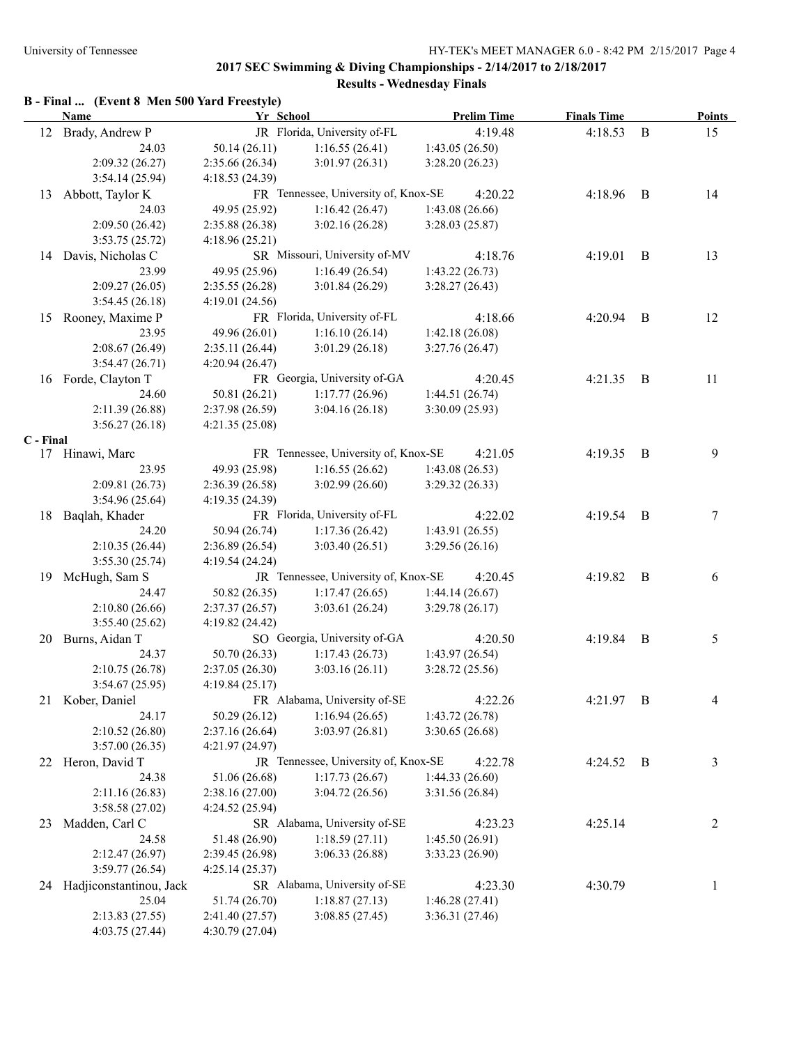## 2017 SEC Swimming & Diving Championships - 2/14/2017 to 2/18/2017

### Results - Wednesday Finals

**B - Final ... (Event 8 Men 500 Yard Freestyle)**

| | Name | Yr | School | Prelim Time | Finals Time | | Points |
|---|---|---|---|---|---|---|---|
| 12 | Brady, Andrew P | JR | Florida, University of-FL | 4:19.48 | 4:18.53 | B | 15 |
| | 24.03 | 50.14 (26.11) | 1:16.55 (26.41) | 1:43.05 (26.50) | | | |
| | 2:09.32 (26.27) | 2:35.66 (26.34) | 3:01.97 (26.31) | 3:28.20 (26.23) | | | |
| | 3:54.14 (25.94) | 4:18.53 (24.39) | | | | | |
| 13 | Abbott, Taylor K | FR | Tennessee, University of, Knox-SE | 4:20.22 | 4:18.96 | B | 14 |
| | 24.03 | 49.95 (25.92) | 1:16.42 (26.47) | 1:43.08 (26.66) | | | |
| | 2:09.50 (26.42) | 2:35.88 (26.38) | 3:02.16 (26.28) | 3:28.03 (25.87) | | | |
| | 3:53.75 (25.72) | 4:18.96 (25.21) | | | | | |
| 14 | Davis, Nicholas C | SR | Missouri, University of-MV | 4:18.76 | 4:19.01 | B | 13 |
| | 23.99 | 49.95 (25.96) | 1:16.49 (26.54) | 1:43.22 (26.73) | | | |
| | 2:09.27 (26.05) | 2:35.55 (26.28) | 3:01.84 (26.29) | 3:28.27 (26.43) | | | |
| | 3:54.45 (26.18) | 4:19.01 (24.56) | | | | | |
| 15 | Rooney, Maxime P | FR | Florida, University of-FL | 4:18.66 | 4:20.94 | B | 12 |
| | 23.95 | 49.96 (26.01) | 1:16.10 (26.14) | 1:42.18 (26.08) | | | |
| | 2:08.67 (26.49) | 2:35.11 (26.44) | 3:01.29 (26.18) | 3:27.76 (26.47) | | | |
| | 3:54.47 (26.71) | 4:20.94 (26.47) | | | | | |
| 16 | Forde, Clayton T | FR | Georgia, University of-GA | 4:20.45 | 4:21.35 | B | 11 |
| | 24.60 | 50.81 (26.21) | 1:17.77 (26.96) | 1:44.51 (26.74) | | | |
| | 2:11.39 (26.88) | 2:37.98 (26.59) | 3:04.16 (26.18) | 3:30.09 (25.93) | | | |
| | 3:56.27 (26.18) | 4:21.35 (25.08) | | | | | |

**C - Final**

| | Name | Yr | School | Prelim Time | Finals Time | | Points |
|---|---|---|---|---|---|---|---|
| 17 | Hinawi, Marc | FR | Tennessee, University of, Knox-SE | 4:21.05 | 4:19.35 | B | 9 |
| | 23.95 | 49.93 (25.98) | 1:16.55 (26.62) | 1:43.08 (26.53) | | | |
| | 2:09.81 (26.73) | 2:36.39 (26.58) | 3:02.99 (26.60) | 3:29.32 (26.33) | | | |
| | 3:54.96 (25.64) | 4:19.35 (24.39) | | | | | |
| 18 | Baqlah, Khader | FR | Florida, University of-FL | 4:22.02 | 4:19.54 | B | 7 |
| | 24.20 | 50.94 (26.74) | 1:17.36 (26.42) | 1:43.91 (26.55) | | | |
| | 2:10.35 (26.44) | 2:36.89 (26.54) | 3:03.40 (26.51) | 3:29.56 (26.16) | | | |
| | 3:55.30 (25.74) | 4:19.54 (24.24) | | | | | |
| 19 | McHugh, Sam S | JR | Tennessee, University of, Knox-SE | 4:20.45 | 4:19.82 | B | 6 |
| | 24.47 | 50.82 (26.35) | 1:17.47 (26.65) | 1:44.14 (26.67) | | | |
| | 2:10.80 (26.66) | 2:37.37 (26.57) | 3:03.61 (26.24) | 3:29.78 (26.17) | | | |
| | 3:55.40 (25.62) | 4:19.82 (24.42) | | | | | |
| 20 | Burns, Aidan T | SO | Georgia, University of-GA | 4:20.50 | 4:19.84 | B | 5 |
| | 24.37 | 50.70 (26.33) | 1:17.43 (26.73) | 1:43.97 (26.54) | | | |
| | 2:10.75 (26.78) | 2:37.05 (26.30) | 3:03.16 (26.11) | 3:28.72 (25.56) | | | |
| | 3:54.67 (25.95) | 4:19.84 (25.17) | | | | | |
| 21 | Kober, Daniel | FR | Alabama, University of-SE | 4:22.26 | 4:21.97 | B | 4 |
| | 24.17 | 50.29 (26.12) | 1:16.94 (26.65) | 1:43.72 (26.78) | | | |
| | 2:10.52 (26.80) | 2:37.16 (26.64) | 3:03.97 (26.81) | 3:30.65 (26.68) | | | |
| | 3:57.00 (26.35) | 4:21.97 (24.97) | | | | | |
| 22 | Heron, David T | JR | Tennessee, University of, Knox-SE | 4:22.78 | 4:24.52 | B | 3 |
| | 24.38 | 51.06 (26.68) | 1:17.73 (26.67) | 1:44.33 (26.60) | | | |
| | 2:11.16 (26.83) | 2:38.16 (27.00) | 3:04.72 (26.56) | 3:31.56 (26.84) | | | |
| | 3:58.58 (27.02) | 4:24.52 (25.94) | | | | | |
| 23 | Madden, Carl C | SR | Alabama, University of-SE | 4:23.23 | 4:25.14 | | 2 |
| | 24.58 | 51.48 (26.90) | 1:18.59 (27.11) | 1:45.50 (26.91) | | | |
| | 2:12.47 (26.97) | 2:39.45 (26.98) | 3:06.33 (26.88) | 3:33.23 (26.90) | | | |
| | 3:59.77 (26.54) | 4:25.14 (25.37) | | | | | |
| 24 | Hadjiconstantinou, Jack | SR | Alabama, University of-SE | 4:23.30 | 4:30.79 | | 1 |
| | 25.04 | 51.74 (26.70) | 1:18.87 (27.13) | 1:46.28 (27.41) | | | |
| | 2:13.83 (27.55) | 2:41.40 (27.57) | 3:08.85 (27.45) | 3:36.31 (27.46) | | | |
| | 4:03.75 (27.44) | 4:30.79 (27.04) | | | | | |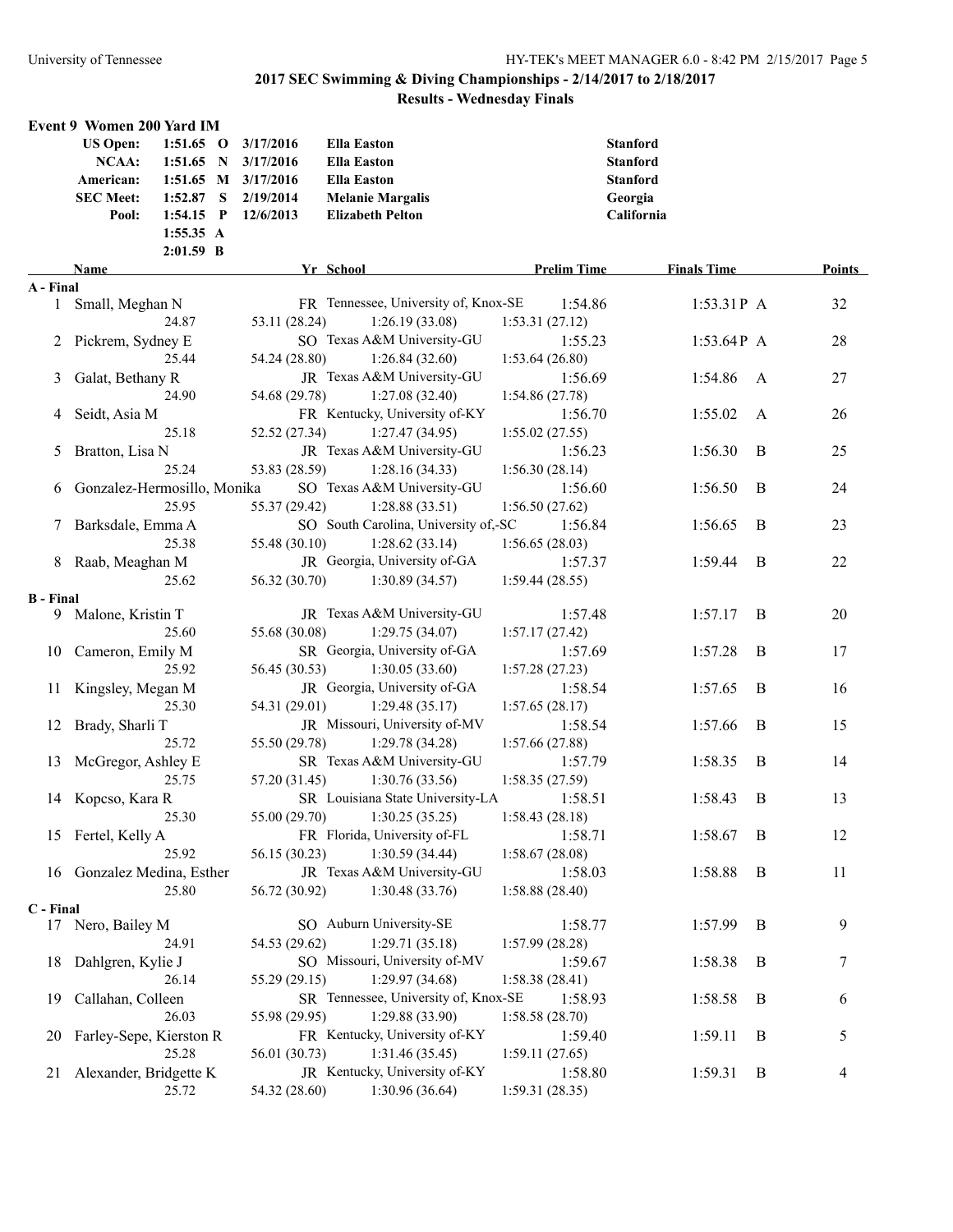## 2017 SEC Swimming & Diving Championships - 2/14/2017 to 2/18/2017

### Results - Wednesday Finals

### Event 9 Women 200 Yard IM

| | | | | | |
|---|---|---|---|---|---|
| US Open: | 1:51.65 | O | 3/17/2016 | Ella Easton | Stanford |
| NCAA: | 1:51.65 | N | 3/17/2016 | Ella Easton | Stanford |
| American: | 1:51.65 | M | 3/17/2016 | Ella Easton | Stanford |
| SEC Meet: | 1:52.87 | S | 2/19/2014 | Melanie Margalis | Georgia |
| Pool: | 1:54.15 | P | 12/6/2013 | Elizabeth Pelton | California |
| | 1:55.35 | A | | | |
| | 2:01.59 | B | | | |

| Place | Name | Yr | School | Prelim Time | Finals Time | | Points |
|---|---|---|---|---|---|---|---|
| **A - Final** | | | | | | | |
| 1 | Small, Meghan N | FR | Tennessee, University of, Knox-SE | 1:54.86 | 1:53.31P | A | 32 |
| | 24.87 | | 53.11 (28.24) 1:26.19 (33.08) 1:53.31 (27.12) | | | | |
| 2 | Pickrem, Sydney E | SO | Texas A&M University-GU | 1:55.23 | 1:53.64P | A | 28 |
| | 25.44 | | 54.24 (28.80) 1:26.84 (32.60) 1:53.64 (26.80) | | | | |
| 3 | Galat, Bethany R | JR | Texas A&M University-GU | 1:56.69 | 1:54.86 | A | 27 |
| | 24.90 | | 54.68 (29.78) 1:27.08 (32.40) 1:54.86 (27.78) | | | | |
| 4 | Seidt, Asia M | FR | Kentucky, University of-KY | 1:56.70 | 1:55.02 | A | 26 |
| | 25.18 | | 52.52 (27.34) 1:27.47 (34.95) 1:55.02 (27.55) | | | | |
| 5 | Bratton, Lisa N | JR | Texas A&M University-GU | 1:56.23 | 1:56.30 | B | 25 |
| | 25.24 | | 53.83 (28.59) 1:28.16 (34.33) 1:56.30 (28.14) | | | | |
| 6 | Gonzalez-Hermosillo, Monika | SO | Texas A&M University-GU | 1:56.60 | 1:56.50 | B | 24 |
| | 25.95 | | 55.37 (29.42) 1:28.88 (33.51) 1:56.50 (27.62) | | | | |
| 7 | Barksdale, Emma A | SO | South Carolina, University of,-SC | 1:56.84 | 1:56.65 | B | 23 |
| | 25.38 | | 55.48 (30.10) 1:28.62 (33.14) 1:56.65 (28.03) | | | | |
| 8 | Raab, Meaghan M | JR | Georgia, University of-GA | 1:57.37 | 1:59.44 | B | 22 |
| | 25.62 | | 56.32 (30.70) 1:30.89 (34.57) 1:59.44 (28.55) | | | | |
| **B - Final** | | | | | | | |
| 9 | Malone, Kristin T | JR | Texas A&M University-GU | 1:57.48 | 1:57.17 | B | 20 |
| | 25.60 | | 55.68 (30.08) 1:29.75 (34.07) 1:57.17 (27.42) | | | | |
| 10 | Cameron, Emily M | SR | Georgia, University of-GA | 1:57.69 | 1:57.28 | B | 17 |
| | 25.92 | | 56.45 (30.53) 1:30.05 (33.60) 1:57.28 (27.23) | | | | |
| 11 | Kingsley, Megan M | JR | Georgia, University of-GA | 1:58.54 | 1:57.65 | B | 16 |
| | 25.30 | | 54.31 (29.01) 1:29.48 (35.17) 1:57.65 (28.17) | | | | |
| 12 | Brady, Sharli T | JR | Missouri, University of-MV | 1:58.54 | 1:57.66 | B | 15 |
| | 25.72 | | 55.50 (29.78) 1:29.78 (34.28) 1:57.66 (27.88) | | | | |
| 13 | McGregor, Ashley E | SR | Texas A&M University-GU | 1:57.79 | 1:58.35 | B | 14 |
| | 25.75 | | 57.20 (31.45) 1:30.76 (33.56) 1:58.35 (27.59) | | | | |
| 14 | Kopcso, Kara R | SR | Louisiana State University-LA | 1:58.51 | 1:58.43 | B | 13 |
| | 25.30 | | 55.00 (29.70) 1:30.25 (35.25) 1:58.43 (28.18) | | | | |
| 15 | Fertel, Kelly A | FR | Florida, University of-FL | 1:58.71 | 1:58.67 | B | 12 |
| | 25.92 | | 56.15 (30.23) 1:30.59 (34.44) 1:58.67 (28.08) | | | | |
| 16 | Gonzalez Medina, Esther | JR | Texas A&M University-GU | 1:58.03 | 1:58.88 | B | 11 |
| | 25.80 | | 56.72 (30.92) 1:30.48 (33.76) 1:58.88 (28.40) | | | | |
| **C - Final** | | | | | | | |
| 17 | Nero, Bailey M | SO | Auburn University-SE | 1:58.77 | 1:57.99 | B | 9 |
| | 24.91 | | 54.53 (29.62) 1:29.71 (35.18) 1:57.99 (28.28) | | | | |
| 18 | Dahlgren, Kylie J | SO | Missouri, University of-MV | 1:59.67 | 1:58.38 | B | 7 |
| | 26.14 | | 55.29 (29.15) 1:29.97 (34.68) 1:58.38 (28.41) | | | | |
| 19 | Callahan, Colleen | SR | Tennessee, University of, Knox-SE | 1:58.93 | 1:58.58 | B | 6 |
| | 26.03 | | 55.98 (29.95) 1:29.88 (33.90) 1:58.58 (28.70) | | | | |
| 20 | Farley-Sepe, Kierston R | FR | Kentucky, University of-KY | 1:59.40 | 1:59.11 | B | 5 |
| | 25.28 | | 56.01 (30.73) 1:31.46 (35.45) 1:59.11 (27.65) | | | | |
| 21 | Alexander, Bridgette K | JR | Kentucky, University of-KY | 1:58.80 | 1:59.31 | B | 4 |
| | 25.72 | | 54.32 (28.60) 1:30.96 (36.64) 1:59.31 (28.35) | | | | |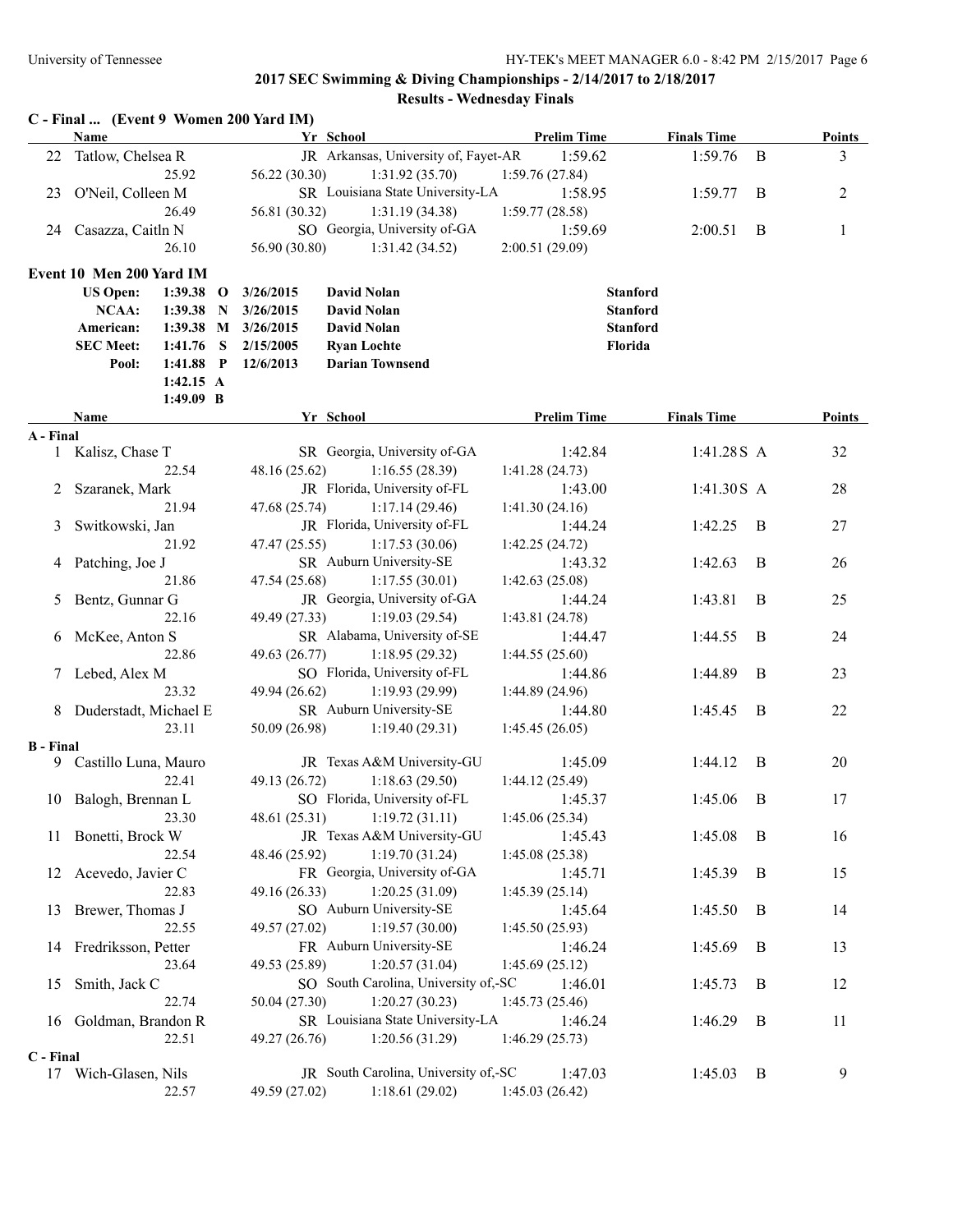## 2017 SEC Swimming & Diving Championships - 2/14/2017 to 2/18/2017

### Results - Wednesday Finals

**C - Final ... (Event 9 Women 200 Yard IM)**

| | Name | Yr | School | Prelim Time | Finals Time | | Points |
|---|---|---|---|---|---|---|---|
| 22 | Tatlow, Chelsea R | JR | Arkansas, University of, Fayet-AR | 1:59.62 | 1:59.76 | B | 3 |
| | 25.92 | 56.22 (30.30) | 1:31.92 (35.70) | 1:59.76 (27.84) | | | |
| 23 | O'Neil, Colleen M | SR | Louisiana State University-LA | 1:58.95 | 1:59.77 | B | 2 |
| | 26.49 | 56.81 (30.32) | 1:31.19 (34.38) | 1:59.77 (28.58) | | | |
| 24 | Casazza, Caitln N | SO | Georgia, University of-GA | 1:59.69 | 2:00.51 | B | 1 |
| | 26.10 | 56.90 (30.80) | 1:31.42 (34.52) | 2:00.51 (29.09) | | | |

**Event 10 Men 200 Yard IM**

| Record | Time | | Date | Name | School |
|---|---|---|---|---|---|
| US Open: | 1:39.38 | O | 3/26/2015 | David Nolan | Stanford |
| NCAA: | 1:39.38 | N | 3/26/2015 | David Nolan | Stanford |
| American: | 1:39.38 | M | 3/26/2015 | David Nolan | Stanford |
| SEC Meet: | 1:41.76 | S | 2/15/2005 | Ryan Lochte | Florida |
| Pool: | 1:41.88 | P | 12/6/2013 | Darian Townsend | |
| | 1:42.15 | A | | | |
| | 1:49.09 | B | | | |

| | Name | Yr | School | Prelim Time | Finals Time | | Points |
|---|---|---|---|---|---|---|---|
| **A - Final** | | | | | | | |
| 1 | Kalisz, Chase T | SR | Georgia, University of-GA | 1:42.84 | 1:41.28S | A | 32 |
| | 22.54 | 48.16 (25.62) | 1:16.55 (28.39) | 1:41.28 (24.73) | | | |
| 2 | Szaranek, Mark | JR | Florida, University of-FL | 1:43.00 | 1:41.30S | A | 28 |
| | 21.94 | 47.68 (25.74) | 1:17.14 (29.46) | 1:41.30 (24.16) | | | |
| 3 | Switkowski, Jan | JR | Florida, University of-FL | 1:44.24 | 1:42.25 | B | 27 |
| | 21.92 | 47.47 (25.55) | 1:17.53 (30.06) | 1:42.25 (24.72) | | | |
| 4 | Patching, Joe J | SR | Auburn University-SE | 1:43.32 | 1:42.63 | B | 26 |
| | 21.86 | 47.54 (25.68) | 1:17.55 (30.01) | 1:42.63 (25.08) | | | |
| 5 | Bentz, Gunnar G | JR | Georgia, University of-GA | 1:44.24 | 1:43.81 | B | 25 |
| | 22.16 | 49.49 (27.33) | 1:19.03 (29.54) | 1:43.81 (24.78) | | | |
| 6 | McKee, Anton S | SR | Alabama, University of-SE | 1:44.47 | 1:44.55 | B | 24 |
| | 22.86 | 49.63 (26.77) | 1:18.95 (29.32) | 1:44.55 (25.60) | | | |
| 7 | Lebed, Alex M | SO | Florida, University of-FL | 1:44.86 | 1:44.89 | B | 23 |
| | 23.32 | 49.94 (26.62) | 1:19.93 (29.99) | 1:44.89 (24.96) | | | |
| 8 | Duderstadt, Michael E | SR | Auburn University-SE | 1:44.80 | 1:45.45 | B | 22 |
| | 23.11 | 50.09 (26.98) | 1:19.40 (29.31) | 1:45.45 (26.05) | | | |
| **B - Final** | | | | | | | |
| 9 | Castillo Luna, Mauro | JR | Texas A&M University-GU | 1:45.09 | 1:44.12 | B | 20 |
| | 22.41 | 49.13 (26.72) | 1:18.63 (29.50) | 1:44.12 (25.49) | | | |
| 10 | Balogh, Brennan L | SO | Florida, University of-FL | 1:45.37 | 1:45.06 | B | 17 |
| | 23.30 | 48.61 (25.31) | 1:19.72 (31.11) | 1:45.06 (25.34) | | | |
| 11 | Bonetti, Brock W | JR | Texas A&M University-GU | 1:45.43 | 1:45.08 | B | 16 |
| | 22.54 | 48.46 (25.92) | 1:19.70 (31.24) | 1:45.08 (25.38) | | | |
| 12 | Acevedo, Javier C | FR | Georgia, University of-GA | 1:45.71 | 1:45.39 | B | 15 |
| | 22.83 | 49.16 (26.33) | 1:20.25 (31.09) | 1:45.39 (25.14) | | | |
| 13 | Brewer, Thomas J | SO | Auburn University-SE | 1:45.64 | 1:45.50 | B | 14 |
| | 22.55 | 49.57 (27.02) | 1:19.57 (30.00) | 1:45.50 (25.93) | | | |
| 14 | Fredriksson, Petter | FR | Auburn University-SE | 1:46.24 | 1:45.69 | B | 13 |
| | 23.64 | 49.53 (25.89) | 1:20.57 (31.04) | 1:45.69 (25.12) | | | |
| 15 | Smith, Jack C | SO | South Carolina, University of,-SC | 1:46.01 | 1:45.73 | B | 12 |
| | 22.74 | 50.04 (27.30) | 1:20.27 (30.23) | 1:45.73 (25.46) | | | |
| 16 | Goldman, Brandon R | SR | Louisiana State University-LA | 1:46.24 | 1:46.29 | B | 11 |
| | 22.51 | 49.27 (26.76) | 1:20.56 (31.29) | 1:46.29 (25.73) | | | |
| **C - Final** | | | | | | | |
| 17 | Wich-Glasen, Nils | JR | South Carolina, University of,-SC | 1:47.03 | 1:45.03 | B | 9 |
| | 22.57 | 49.59 (27.02) | 1:18.61 (29.02) | 1:45.03 (26.42) | | | |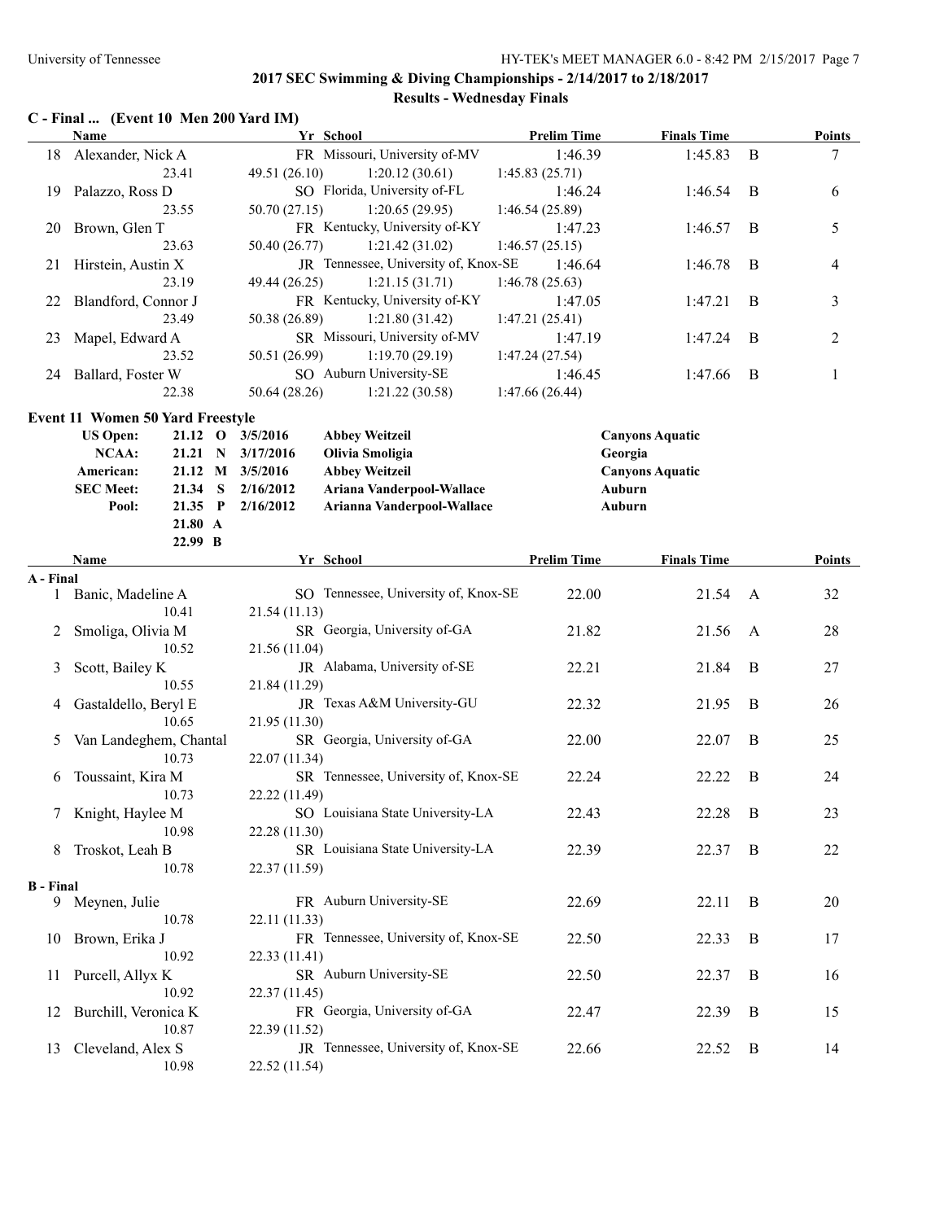# 2017 SEC Swimming & Diving Championships - 2/14/2017 to 2/18/2017

## Results - Wednesday Finals

### C - Final ... (Event 10 Men 200 Yard IM)

| | Name | Yr | School | Prelim Time | Finals Time | | Points |
|---|---|---|---|---|---|---|---|
| 18 | Alexander, Nick A | FR | Missouri, University of-MV | 1:46.39 | 1:45.83 | B | 7 |
| | 23.41 | 49.51 (26.10) | 1:20.12 (30.61) | 1:45.83 (25.71) | | | |
| 19 | Palazzo, Ross D | SO | Florida, University of-FL | 1:46.24 | 1:46.54 | B | 6 |
| | 23.55 | 50.70 (27.15) | 1:20.65 (29.95) | 1:46.54 (25.89) | | | |
| 20 | Brown, Glen T | FR | Kentucky, University of-KY | 1:47.23 | 1:46.57 | B | 5 |
| | 23.63 | 50.40 (26.77) | 1:21.42 (31.02) | 1:46.57 (25.15) | | | |
| 21 | Hirstein, Austin X | JR | Tennessee, University of, Knox-SE | 1:46.64 | 1:46.78 | B | 4 |
| | 23.19 | 49.44 (26.25) | 1:21.15 (31.71) | 1:46.78 (25.63) | | | |
| 22 | Blandford, Connor J | FR | Kentucky, University of-KY | 1:47.05 | 1:47.21 | B | 3 |
| | 23.49 | 50.38 (26.89) | 1:21.80 (31.42) | 1:47.21 (25.41) | | | |
| 23 | Mapel, Edward A | SR | Missouri, University of-MV | 1:47.19 | 1:47.24 | B | 2 |
| | 23.52 | 50.51 (26.99) | 1:19.70 (29.19) | 1:47.24 (27.54) | | | |
| 24 | Ballard, Foster W | SO | Auburn University-SE | 1:46.45 | 1:47.66 | B | 1 |
| | 22.38 | 50.64 (28.26) | 1:21.22 (30.58) | 1:47.66 (26.44) | | | |

### Event 11 Women 50 Yard Freestyle

| | | | | | |
|---|---|---|---|---|---|
| US Open: | 21.12 | O | 3/5/2016 | Abbey Weitzeil | Canyons Aquatic |
| NCAA: | 21.21 | N | 3/17/2016 | Olivia Smoliga | Georgia |
| American: | 21.12 | M | 3/5/2016 | Abbey Weitzeil | Canyons Aquatic |
| SEC Meet: | 21.34 | S | 2/16/2012 | Ariana Vanderpool-Wallace | Auburn |
| Pool: | 21.35 | P | 2/16/2012 | Arianna Vanderpool-Wallace | Auburn |
| | 21.80 | A | | | |
| | 22.99 | B | | | |

| | Name | Yr | School | Prelim Time | Finals Time | | Points |
|---|---|---|---|---|---|---|---|
| **A - Final** | | | | | | | |
| 1 | Banic, Madeline A | SO | Tennessee, University of, Knox-SE | 22.00 | 21.54 | A | 32 |
| | 10.41 | 21.54 (11.13) | | | | | |
| 2 | Smoliga, Olivia M | SR | Georgia, University of-GA | 21.82 | 21.56 | A | 28 |
| | 10.52 | 21.56 (11.04) | | | | | |
| 3 | Scott, Bailey K | JR | Alabama, University of-SE | 22.21 | 21.84 | B | 27 |
| | 10.55 | 21.84 (11.29) | | | | | |
| 4 | Gastaldello, Beryl E | JR | Texas A&M University-GU | 22.32 | 21.95 | B | 26 |
| | 10.65 | 21.95 (11.30) | | | | | |
| 5 | Van Landeghem, Chantal | SR | Georgia, University of-GA | 22.00 | 22.07 | B | 25 |
| | 10.73 | 22.07 (11.34) | | | | | |
| 6 | Toussaint, Kira M | SR | Tennessee, University of, Knox-SE | 22.24 | 22.22 | B | 24 |
| | 10.73 | 22.22 (11.49) | | | | | |
| 7 | Knight, Haylee M | SO | Louisiana State University-LA | 22.43 | 22.28 | B | 23 |
| | 10.98 | 22.28 (11.30) | | | | | |
| 8 | Troskot, Leah B | SR | Louisiana State University-LA | 22.39 | 22.37 | B | 22 |
| | 10.78 | 22.37 (11.59) | | | | | |
| **B - Final** | | | | | | | |
| 9 | Meynen, Julie | FR | Auburn University-SE | 22.69 | 22.11 | B | 20 |
| | 10.78 | 22.11 (11.33) | | | | | |
| 10 | Brown, Erika J | FR | Tennessee, University of, Knox-SE | 22.50 | 22.33 | B | 17 |
| | 10.92 | 22.33 (11.41) | | | | | |
| 11 | Purcell, Allyx K | SR | Auburn University-SE | 22.50 | 22.37 | B | 16 |
| | 10.92 | 22.37 (11.45) | | | | | |
| 12 | Burchill, Veronica K | FR | Georgia, University of-GA | 22.47 | 22.39 | B | 15 |
| | 10.87 | 22.39 (11.52) | | | | | |
| 13 | Cleveland, Alex S | JR | Tennessee, University of, Knox-SE | 22.66 | 22.52 | B | 14 |
| | 10.98 | 22.52 (11.54) | | | | | |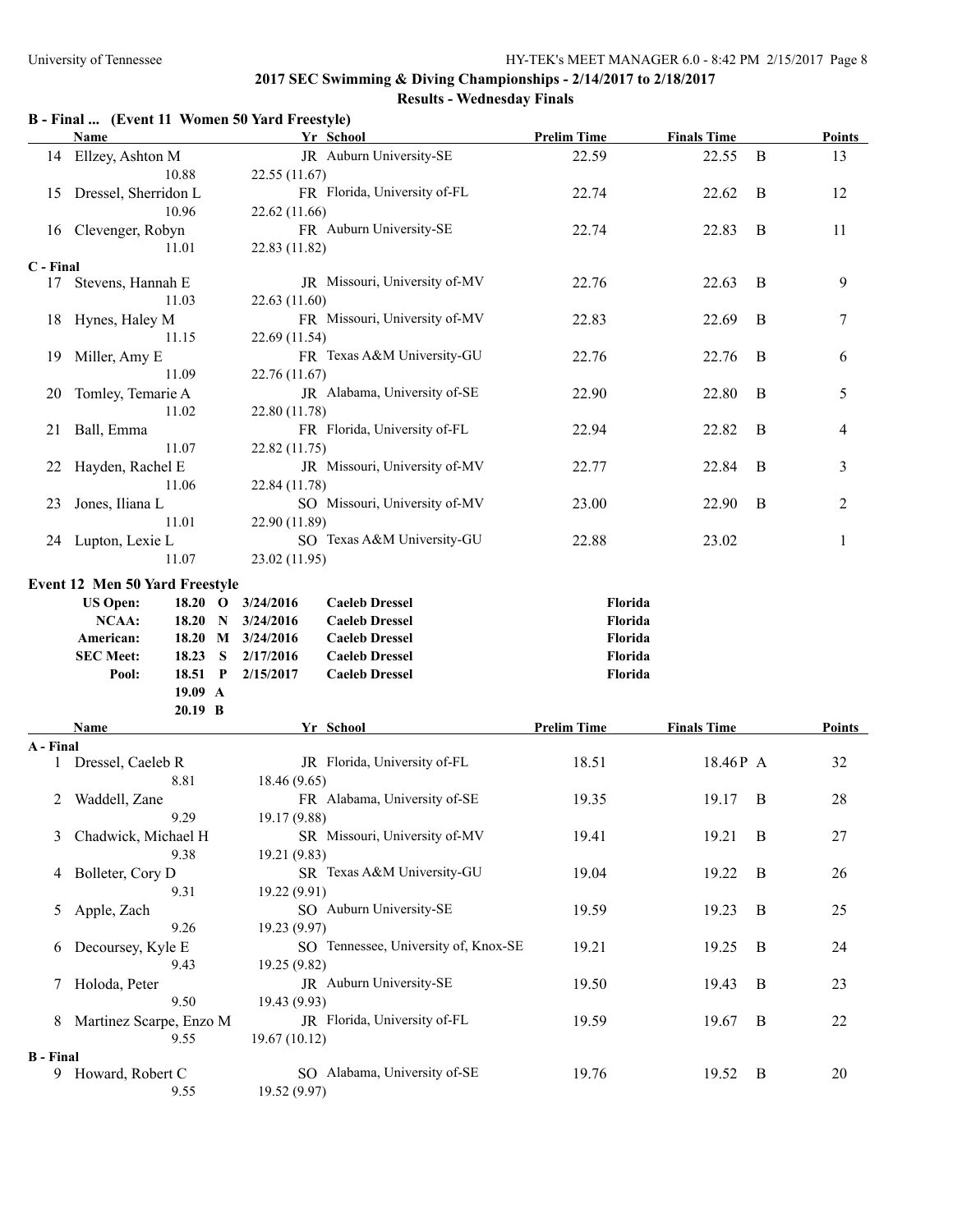## 2017 SEC Swimming & Diving Championships - 2/14/2017 to 2/18/2017

### Results - Wednesday Finals

**B - Final ... (Event 11 Women 50 Yard Freestyle)**

| | Name | Yr | School | Prelim Time | Finals Time | | Points |
|---|---|---|---|---|---|---|---|
| 14 | Ellzey, Ashton M | JR | Auburn University-SE | 22.59 | 22.55 | B | 13 |
| | 10.88 | 22.55 (11.67) | | | | | |
| 15 | Dressel, Sherridon L | FR | Florida, University of-FL | 22.74 | 22.62 | B | 12 |
| | 10.96 | 22.62 (11.66) | | | | | |
| 16 | Clevenger, Robyn | FR | Auburn University-SE | 22.74 | 22.83 | B | 11 |
| | 11.01 | 22.83 (11.82) | | | | | |
| **C - Final** | | | | | | | |
| 17 | Stevens, Hannah E | JR | Missouri, University of-MV | 22.76 | 22.63 | B | 9 |
| | 11.03 | 22.63 (11.60) | | | | | |
| 18 | Hynes, Haley M | FR | Missouri, University of-MV | 22.83 | 22.69 | B | 7 |
| | 11.15 | 22.69 (11.54) | | | | | |
| 19 | Miller, Amy E | FR | Texas A&M University-GU | 22.76 | 22.76 | B | 6 |
| | 11.09 | 22.76 (11.67) | | | | | |
| 20 | Tomley, Temarie A | JR | Alabama, University of-SE | 22.90 | 22.80 | B | 5 |
| | 11.02 | 22.80 (11.78) | | | | | |
| 21 | Ball, Emma | FR | Florida, University of-FL | 22.94 | 22.82 | B | 4 |
| | 11.07 | 22.82 (11.75) | | | | | |
| 22 | Hayden, Rachel E | JR | Missouri, University of-MV | 22.77 | 22.84 | B | 3 |
| | 11.06 | 22.84 (11.78) | | | | | |
| 23 | Jones, Iliana L | SO | Missouri, University of-MV | 23.00 | 22.90 | B | 2 |
| | 11.01 | 22.90 (11.89) | | | | | |
| 24 | Lupton, Lexie L | SO | Texas A&M University-GU | 22.88 | 23.02 | | 1 |
| | 11.07 | 23.02 (11.95) | | | | | |

**Event 12 Men 50 Yard Freestyle**

| | | | | | |
|---|---|---|---|---|---|
| US Open: | 18.20 | O | 3/24/2016 | Caeleb Dressel | Florida |
| NCAA: | 18.20 | N | 3/24/2016 | Caeleb Dressel | Florida |
| American: | 18.20 | M | 3/24/2016 | Caeleb Dressel | Florida |
| SEC Meet: | 18.23 | S | 2/17/2016 | Caeleb Dressel | Florida |
| Pool: | 18.51 | P | 2/15/2017 | Caeleb Dressel | Florida |
| | 19.09 | A | | | |
| | 20.19 | B | | | |

| | Name | Yr | School | Prelim Time | Finals Time | | Points |
|---|---|---|---|---|---|---|---|
| **A - Final** | | | | | | | |
| 1 | Dressel, Caeleb R | JR | Florida, University of-FL | 18.51 | 18.46P | A | 32 |
| | 8.81 | 18.46 (9.65) | | | | | |
| 2 | Waddell, Zane | FR | Alabama, University of-SE | 19.35 | 19.17 | B | 28 |
| | 9.29 | 19.17 (9.88) | | | | | |
| 3 | Chadwick, Michael H | SR | Missouri, University of-MV | 19.41 | 19.21 | B | 27 |
| | 9.38 | 19.21 (9.83) | | | | | |
| 4 | Bolleter, Cory D | SR | Texas A&M University-GU | 19.04 | 19.22 | B | 26 |
| | 9.31 | 19.22 (9.91) | | | | | |
| 5 | Apple, Zach | SO | Auburn University-SE | 19.59 | 19.23 | B | 25 |
| | 9.26 | 19.23 (9.97) | | | | | |
| 6 | Decoursey, Kyle E | SO | Tennessee, University of, Knox-SE | 19.21 | 19.25 | B | 24 |
| | 9.43 | 19.25 (9.82) | | | | | |
| 7 | Holoda, Peter | JR | Auburn University-SE | 19.50 | 19.43 | B | 23 |
| | 9.50 | 19.43 (9.93) | | | | | |
| 8 | Martinez Scarpe, Enzo M | JR | Florida, University of-FL | 19.59 | 19.67 | B | 22 |
| | 9.55 | 19.67 (10.12) | | | | | |
| **B - Final** | | | | | | | |
| 9 | Howard, Robert C | SO | Alabama, University of-SE | 19.76 | 19.52 | B | 20 |
| | 9.55 | 19.52 (9.97) | | | | | |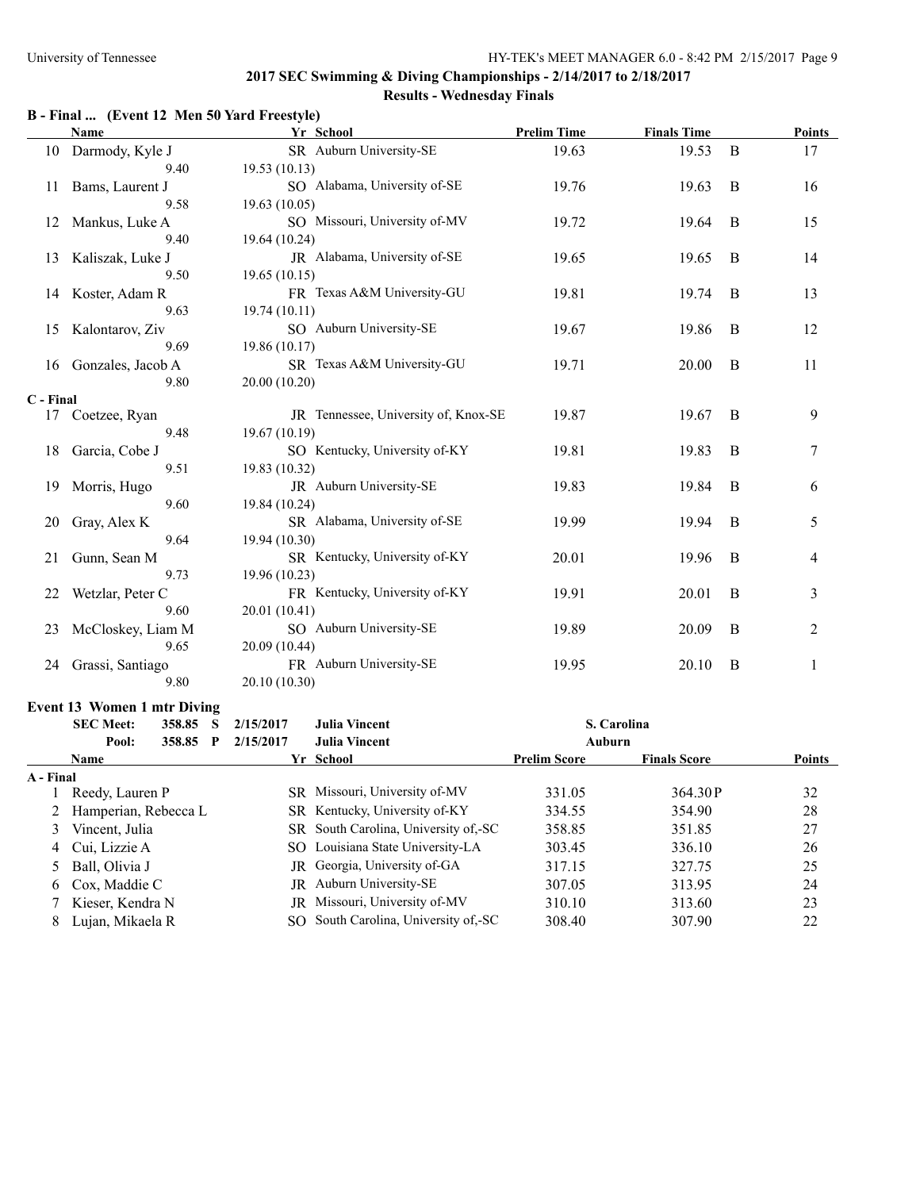## 2017 SEC Swimming & Diving Championships - 2/14/2017 to 2/18/2017

### Results - Wednesday Finals

**B - Final ... (Event 12 Men 50 Yard Freestyle)**

| | Name | Yr | School | Prelim Time | Finals Time | | Points |
|---|---|---|---|---|---|---|---|
| 10 | Darmody, Kyle J | SR | Auburn University-SE | 19.63 | 19.53 | B | 17 |
| | 9.40 | 19.53 (10.13) | | | | | |
| 11 | Bams, Laurent J | SO | Alabama, University of-SE | 19.76 | 19.63 | B | 16 |
| | 9.58 | 19.63 (10.05) | | | | | |
| 12 | Mankus, Luke A | SO | Missouri, University of-MV | 19.72 | 19.64 | B | 15 |
| | 9.40 | 19.64 (10.24) | | | | | |
| 13 | Kaliszak, Luke J | JR | Alabama, University of-SE | 19.65 | 19.65 | B | 14 |
| | 9.50 | 19.65 (10.15) | | | | | |
| 14 | Koster, Adam R | FR | Texas A&M University-GU | 19.81 | 19.74 | B | 13 |
| | 9.63 | 19.74 (10.11) | | | | | |
| 15 | Kalontarov, Ziv | SO | Auburn University-SE | 19.67 | 19.86 | B | 12 |
| | 9.69 | 19.86 (10.17) | | | | | |
| 16 | Gonzales, Jacob A | SR | Texas A&M University-GU | 19.71 | 20.00 | B | 11 |
| | 9.80 | 20.00 (10.20) | | | | | |
| **C - Final** | | | | | | | |
| 17 | Coetzee, Ryan | JR | Tennessee, University of, Knox-SE | 19.87 | 19.67 | B | 9 |
| | 9.48 | 19.67 (10.19) | | | | | |
| 18 | Garcia, Cobe J | SO | Kentucky, University of-KY | 19.81 | 19.83 | B | 7 |
| | 9.51 | 19.83 (10.32) | | | | | |
| 19 | Morris, Hugo | JR | Auburn University-SE | 19.83 | 19.84 | B | 6 |
| | 9.60 | 19.84 (10.24) | | | | | |
| 20 | Gray, Alex K | SR | Alabama, University of-SE | 19.99 | 19.94 | B | 5 |
| | 9.64 | 19.94 (10.30) | | | | | |
| 21 | Gunn, Sean M | SR | Kentucky, University of-KY | 20.01 | 19.96 | B | 4 |
| | 9.73 | 19.96 (10.23) | | | | | |
| 22 | Wetzlar, Peter C | FR | Kentucky, University of-KY | 19.91 | 20.01 | B | 3 |
| | 9.60 | 20.01 (10.41) | | | | | |
| 23 | McCloskey, Liam M | SO | Auburn University-SE | 19.89 | 20.09 | B | 2 |
| | 9.65 | 20.09 (10.44) | | | | | |
| 24 | Grassi, Santiago | FR | Auburn University-SE | 19.95 | 20.10 | B | 1 |
| | 9.80 | 20.10 (10.30) | | | | | |

### Event 13 Women 1 mtr Diving

| | | | | | |
|---|---|---|---|---|---|
| SEC Meet: | 358.85 | S | 2/15/2017 | Julia Vincent | S. Carolina |
| Pool: | 358.85 | P | 2/15/2017 | Julia Vincent | Auburn |

| | Name | Yr | School | Prelim Score | Finals Score | Points |
|---|---|---|---|---|---|---|
| **A - Final** | | | | | | |
| 1 | Reedy, Lauren P | SR | Missouri, University of-MV | 331.05 | 364.30P | 32 |
| 2 | Hamperian, Rebecca L | SR | Kentucky, University of-KY | 334.55 | 354.90 | 28 |
| 3 | Vincent, Julia | SR | South Carolina, University of,-SC | 358.85 | 351.85 | 27 |
| 4 | Cui, Lizzie A | SO | Louisiana State University-LA | 303.45 | 336.10 | 26 |
| 5 | Ball, Olivia J | JR | Georgia, University of-GA | 317.15 | 327.75 | 25 |
| 6 | Cox, Maddie C | JR | Auburn University-SE | 307.05 | 313.95 | 24 |
| 7 | Kieser, Kendra N | JR | Missouri, University of-MV | 310.10 | 313.60 | 23 |
| 8 | Lujan, Mikaela R | SO | South Carolina, University of,-SC | 308.40 | 307.90 | 22 |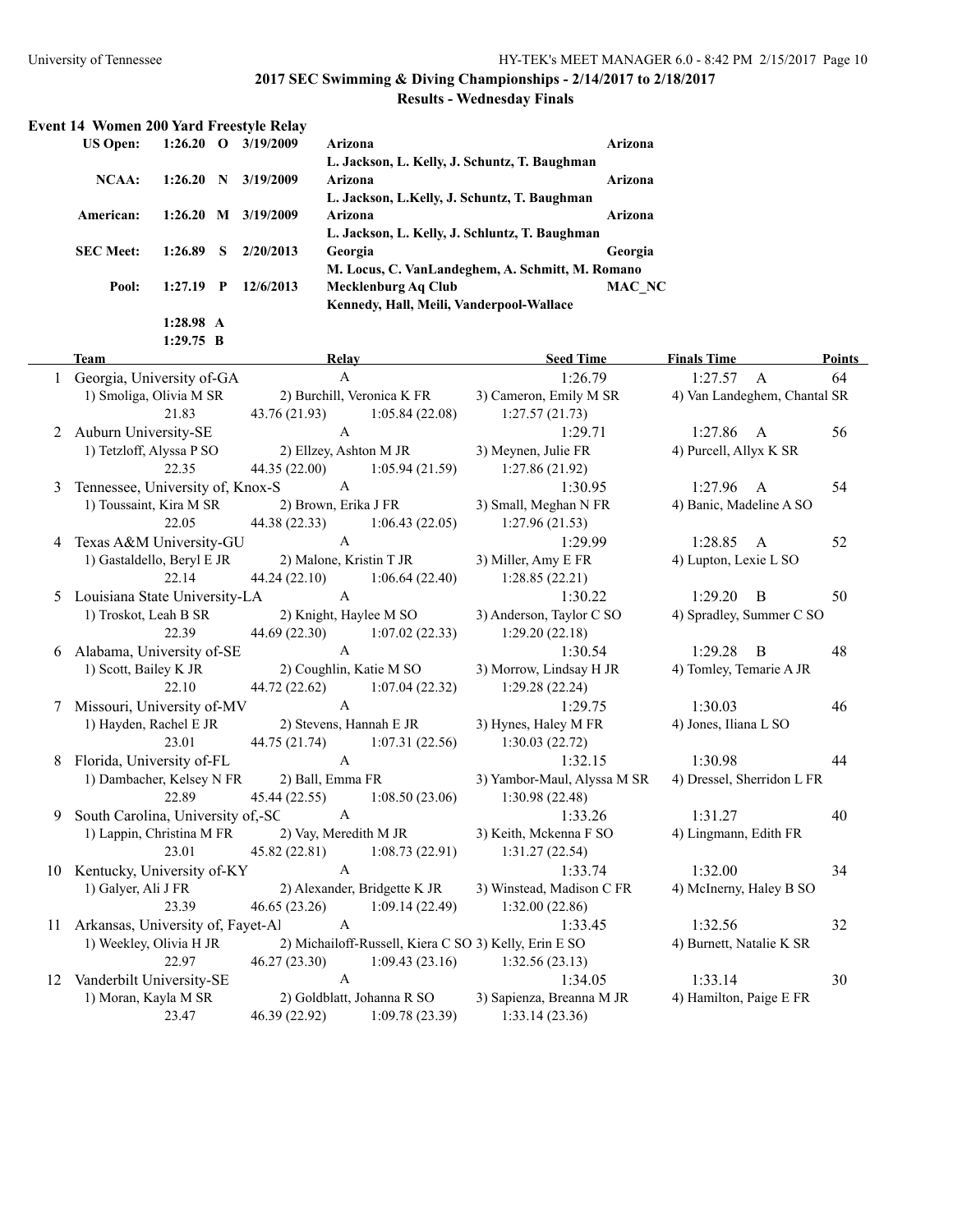## 2017 SEC Swimming & Diving Championships - 2/14/2017 to 2/18/2017

### Results - Wednesday Finals

**Event 14 Women 200 Yard Freestyle Relay**

| | | | | | |
|---|---|---|---|---|---|
| **US Open:** | **1:26.20** | **O** | **3/19/2009** | **Arizona** | **Arizona** |
| | | | | **L. Jackson, L. Kelly, J. Schuntz, T. Baughman** | |
| **NCAA:** | **1:26.20** | **N** | **3/19/2009** | **Arizona** | **Arizona** |
| | | | | **L. Jackson, L.Kelly, J. Schuntz, T. Baughman** | |
| **American:** | **1:26.20** | **M** | **3/19/2009** | **Arizona** | **Arizona** |
| | | | | **L. Jackson, L. Kelly, J. Schluntz, T. Baughman** | |
| **SEC Meet:** | **1:26.89** | **S** | **2/20/2013** | **Georgia** | **Georgia** |
| | | | | **M. Locus, C. VanLandeghem, A. Schmitt, M. Romano** | |
| **Pool:** | **1:27.19** | **P** | **12/6/2013** | **Mecklenburg Aq Club** | **MAC_NC** |
| | | | | **Kennedy, Hall, Meili, Vanderpool-Wallace** | |
| | **1:28.98** | **A** | | | |
| | **1:29.75** | **B** | | | |

| | Team | Relay | | Seed Time | Finals Time | Points |
|---|---|---|---|---|---|---|
| 1 | Georgia, University of-GA | A | | 1:26.79 | 1:27.57 A | 64 |
| | 1) Smoliga, Olivia M SR | 2) Burchill, Veronica K FR | | 3) Cameron, Emily M SR | 4) Van Landeghem, Chantal SR | |
| | 21.83 | 43.76 (21.93) | 1:05.84 (22.08) | 1:27.57 (21.73) | | |
| 2 | Auburn University-SE | A | | 1:29.71 | 1:27.86 A | 56 |
| | 1) Tetzloff, Alyssa P SO | 2) Ellzey, Ashton M JR | | 3) Meynen, Julie FR | 4) Purcell, Allyx K SR | |
| | 22.35 | 44.35 (22.00) | 1:05.94 (21.59) | 1:27.86 (21.92) | | |
| 3 | Tennessee, University of, Knox-S | A | | 1:30.95 | 1:27.96 A | 54 |
| | 1) Toussaint, Kira M SR | 2) Brown, Erika J FR | | 3) Small, Meghan N FR | 4) Banic, Madeline A SO | |
| | 22.05 | 44.38 (22.33) | 1:06.43 (22.05) | 1:27.96 (21.53) | | |
| 4 | Texas A&M University-GU | A | | 1:29.99 | 1:28.85 A | 52 |
| | 1) Gastaldello, Beryl E JR | 2) Malone, Kristin T JR | | 3) Miller, Amy E FR | 4) Lupton, Lexie L SO | |
| | 22.14 | 44.24 (22.10) | 1:06.64 (22.40) | 1:28.85 (22.21) | | |
| 5 | Louisiana State University-LA | A | | 1:30.22 | 1:29.20 B | 50 |
| | 1) Troskot, Leah B SR | 2) Knight, Haylee M SO | | 3) Anderson, Taylor C SO | 4) Spradley, Summer C SO | |
| | 22.39 | 44.69 (22.30) | 1:07.02 (22.33) | 1:29.20 (22.18) | | |
| 6 | Alabama, University of-SE | A | | 1:30.54 | 1:29.28 B | 48 |
| | 1) Scott, Bailey K JR | 2) Coughlin, Katie M SO | | 3) Morrow, Lindsay H JR | 4) Tomley, Temarie A JR | |
| | 22.10 | 44.72 (22.62) | 1:07.04 (22.32) | 1:29.28 (22.24) | | |
| 7 | Missouri, University of-MV | A | | 1:29.75 | 1:30.03 | 46 |
| | 1) Hayden, Rachel E JR | 2) Stevens, Hannah E JR | | 3) Hynes, Haley M FR | 4) Jones, Iliana L SO | |
| | 23.01 | 44.75 (21.74) | 1:07.31 (22.56) | 1:30.03 (22.72) | | |
| 8 | Florida, University of-FL | A | | 1:32.15 | 1:30.98 | 44 |
| | 1) Dambacher, Kelsey N FR | 2) Ball, Emma FR | | 3) Yambor-Maul, Alyssa M SR | 4) Dressel, Sherridon L FR | |
| | 22.89 | 45.44 (22.55) | 1:08.50 (23.06) | 1:30.98 (22.48) | | |
| 9 | South Carolina, University of,-SC | A | | 1:33.26 | 1:31.27 | 40 |
| | 1) Lappin, Christina M FR | 2) Vay, Meredith M JR | | 3) Keith, Mckenna F SO | 4) Lingmann, Edith FR | |
| | 23.01 | 45.82 (22.81) | 1:08.73 (22.91) | 1:31.27 (22.54) | | |
| 10 | Kentucky, University of-KY | A | | 1:33.74 | 1:32.00 | 34 |
| | 1) Galyer, Ali J FR | 2) Alexander, Bridgette K JR | | 3) Winstead, Madison C FR | 4) McInerny, Haley B SO | |
| | 23.39 | 46.65 (23.26) | 1:09.14 (22.49) | 1:32.00 (22.86) | | |
| 11 | Arkansas, University of, Fayet-Al | A | | 1:33.45 | 1:32.56 | 32 |
| | 1) Weekley, Olivia H JR | 2) Michailoff-Russell, Kiera C SO | | 3) Kelly, Erin E SO | 4) Burnett, Natalie K SR | |
| | 22.97 | 46.27 (23.30) | 1:09.43 (23.16) | 1:32.56 (23.13) | | |
| 12 | Vanderbilt University-SE | A | | 1:34.05 | 1:33.14 | 30 |
| | 1) Moran, Kayla M SR | 2) Goldblatt, Johanna R SO | | 3) Sapienza, Breanna M JR | 4) Hamilton, Paige E FR | |
| | 23.47 | 46.39 (22.92) | 1:09.78 (23.39) | 1:33.14 (23.36) | | |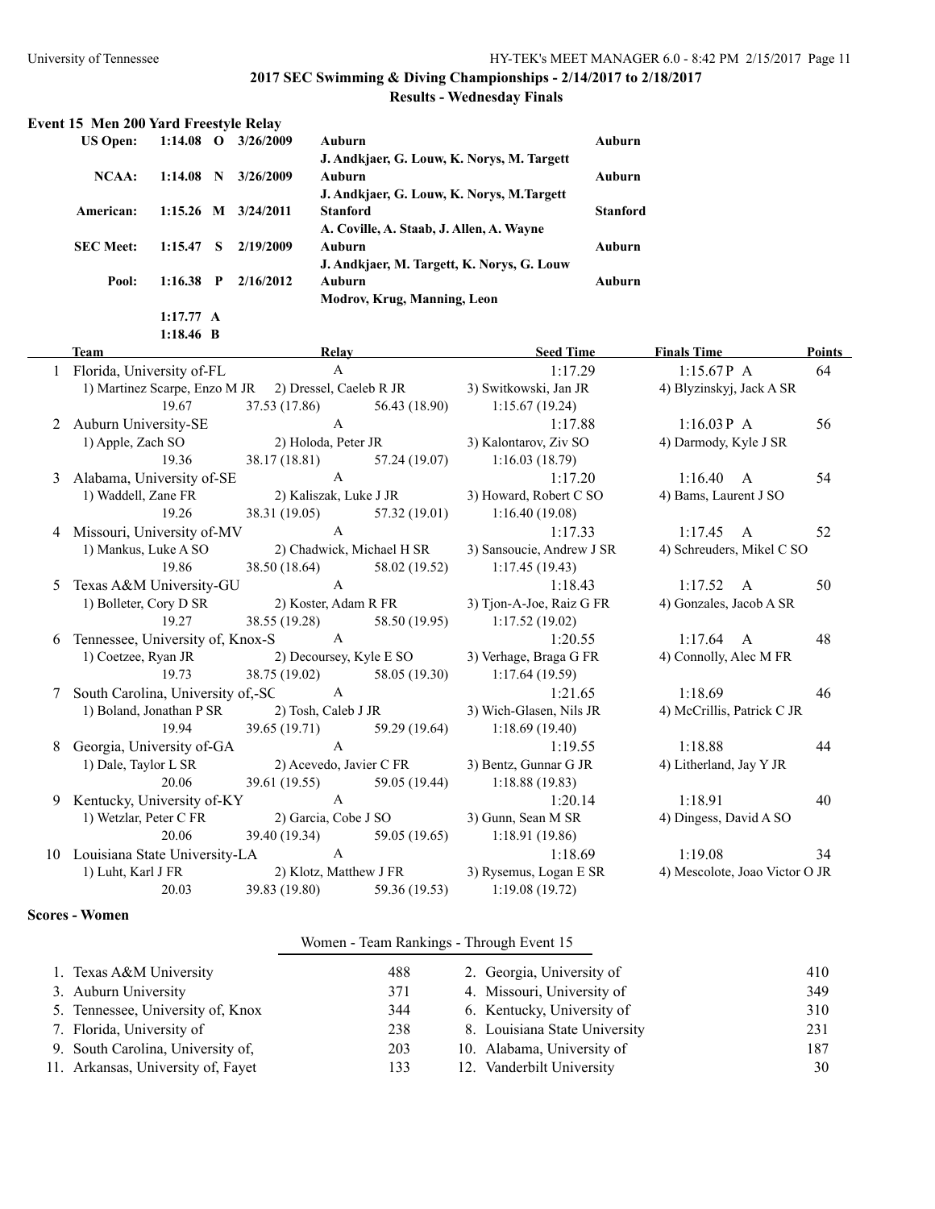## 2017 SEC Swimming & Diving Championships - 2/14/2017 to 2/18/2017

### Results - Wednesday Finals

### Event 15 Men 200 Yard Freestyle Relay

| | | | | | |
|---|---|---|---|---|---|
| **US Open:** | **1:14.08** | **O** | **3/26/2009** | **Auburn** | **Auburn** |
| | | | | **J. Andkjaer, G. Louw, K. Norys, M. Targett** | |
| **NCAA:** | **1:14.08** | **N** | **3/26/2009** | **Auburn** | **Auburn** |
| | | | | **J. Andkjaer, G. Louw, K. Norys, M.Targett** | |
| **American:** | **1:15.26** | **M** | **3/24/2011** | **Stanford** | **Stanford** |
| | | | | **A. Coville, A. Staab, J. Allen, A. Wayne** | |
| **SEC Meet:** | **1:15.47** | **S** | **2/19/2009** | **Auburn** | **Auburn** |
| | | | | **J. Andkjaer, M. Targett, K. Norys, G. Louw** | |
| **Pool:** | **1:16.38** | **P** | **2/16/2012** | **Auburn** | **Auburn** |
| | | | | **Modrov, Krug, Manning, Leon** | |
| | **1:17.77** | **A** | | | |
| | **1:18.46** | **B** | | | |

| | Team | Relay | Seed Time | Finals Time | Points |
|---|---|---|---|---|---|
| 1 | Florida, University of-FL | A | 1:17.29 | 1:15.67P A | 64 |
| | 1) Martinez Scarpe, Enzo M JR | 2) Dressel, Caeleb R JR | 3) Switkowski, Jan JR | 4) Blyzinskyj, Jack A SR | |
| | 19.67 | 37.53 (17.86) | 56.43 (18.90) | 1:15.67 (19.24) | |
| 2 | Auburn University-SE | A | 1:17.88 | 1:16.03P A | 56 |
| | 1) Apple, Zach SO | 2) Holoda, Peter JR | 3) Kalontarov, Ziv SO | 4) Darmody, Kyle J SR | |
| | 19.36 | 38.17 (18.81) | 57.24 (19.07) | 1:16.03 (18.79) | |
| 3 | Alabama, University of-SE | A | 1:17.20 | 1:16.40 A | 54 |
| | 1) Waddell, Zane FR | 2) Kaliszak, Luke J JR | 3) Howard, Robert C SO | 4) Bams, Laurent J SO | |
| | 19.26 | 38.31 (19.05) | 57.32 (19.01) | 1:16.40 (19.08) | |
| 4 | Missouri, University of-MV | A | 1:17.33 | 1:17.45 A | 52 |
| | 1) Mankus, Luke A SO | 2) Chadwick, Michael H SR | 3) Sansoucie, Andrew J SR | 4) Schreuders, Mikel C SO | |
| | 19.86 | 38.50 (18.64) | 58.02 (19.52) | 1:17.45 (19.43) | |
| 5 | Texas A&M University-GU | A | 1:18.43 | 1:17.52 A | 50 |
| | 1) Bolleter, Cory D SR | 2) Koster, Adam R FR | 3) Tjon-A-Joe, Raiz G FR | 4) Gonzales, Jacob A SR | |
| | 19.27 | 38.55 (19.28) | 58.50 (19.95) | 1:17.52 (19.02) | |
| 6 | Tennessee, University of, Knox-S | A | 1:20.55 | 1:17.64 A | 48 |
| | 1) Coetzee, Ryan JR | 2) Decoursey, Kyle E SO | 3) Verhage, Braga G FR | 4) Connolly, Alec M FR | |
| | 19.73 | 38.75 (19.02) | 58.05 (19.30) | 1:17.64 (19.59) | |
| 7 | South Carolina, University of,-SC | A | 1:21.65 | 1:18.69 | 46 |
| | 1) Boland, Jonathan P SR | 2) Tosh, Caleb J JR | 3) Wich-Glasen, Nils JR | 4) McCrillis, Patrick C JR | |
| | 19.94 | 39.65 (19.71) | 59.29 (19.64) | 1:18.69 (19.40) | |
| 8 | Georgia, University of-GA | A | 1:19.55 | 1:18.88 | 44 |
| | 1) Dale, Taylor L SR | 2) Acevedo, Javier C FR | 3) Bentz, Gunnar G JR | 4) Litherland, Jay Y JR | |
| | 20.06 | 39.61 (19.55) | 59.05 (19.44) | 1:18.88 (19.83) | |
| 9 | Kentucky, University of-KY | A | 1:20.14 | 1:18.91 | 40 |
| | 1) Wetzlar, Peter C FR | 2) Garcia, Cobe J SO | 3) Gunn, Sean M SR | 4) Dingess, David A SO | |
| | 20.06 | 39.40 (19.34) | 59.05 (19.65) | 1:18.91 (19.86) | |
| 10 | Louisiana State University-LA | A | 1:18.69 | 1:19.08 | 34 |
| | 1) Luht, Karl J FR | 2) Klotz, Matthew J FR | 3) Rysemus, Logan E SR | 4) Mescolote, Joao Victor O JR | |
| | 20.03 | 39.83 (19.80) | 59.36 (19.53) | 1:19.08 (19.72) | |

### Scores - Women

Women - Team Rankings - Through Event 15

| Rank | Team | Points | Rank | Team | Points |
|---|---|---|---|---|---|
| 1. | Texas A&M University | 488 | 2. | Georgia, University of | 410 |
| 3. | Auburn University | 371 | 4. | Missouri, University of | 349 |
| 5. | Tennessee, University of, Knox | 344 | 6. | Kentucky, University of | 310 |
| 7. | Florida, University of | 238 | 8. | Louisiana State University | 231 |
| 9. | South Carolina, University of, | 203 | 10. | Alabama, University of | 187 |
| 11. | Arkansas, University of, Fayet | 133 | 12. | Vanderbilt University | 30 |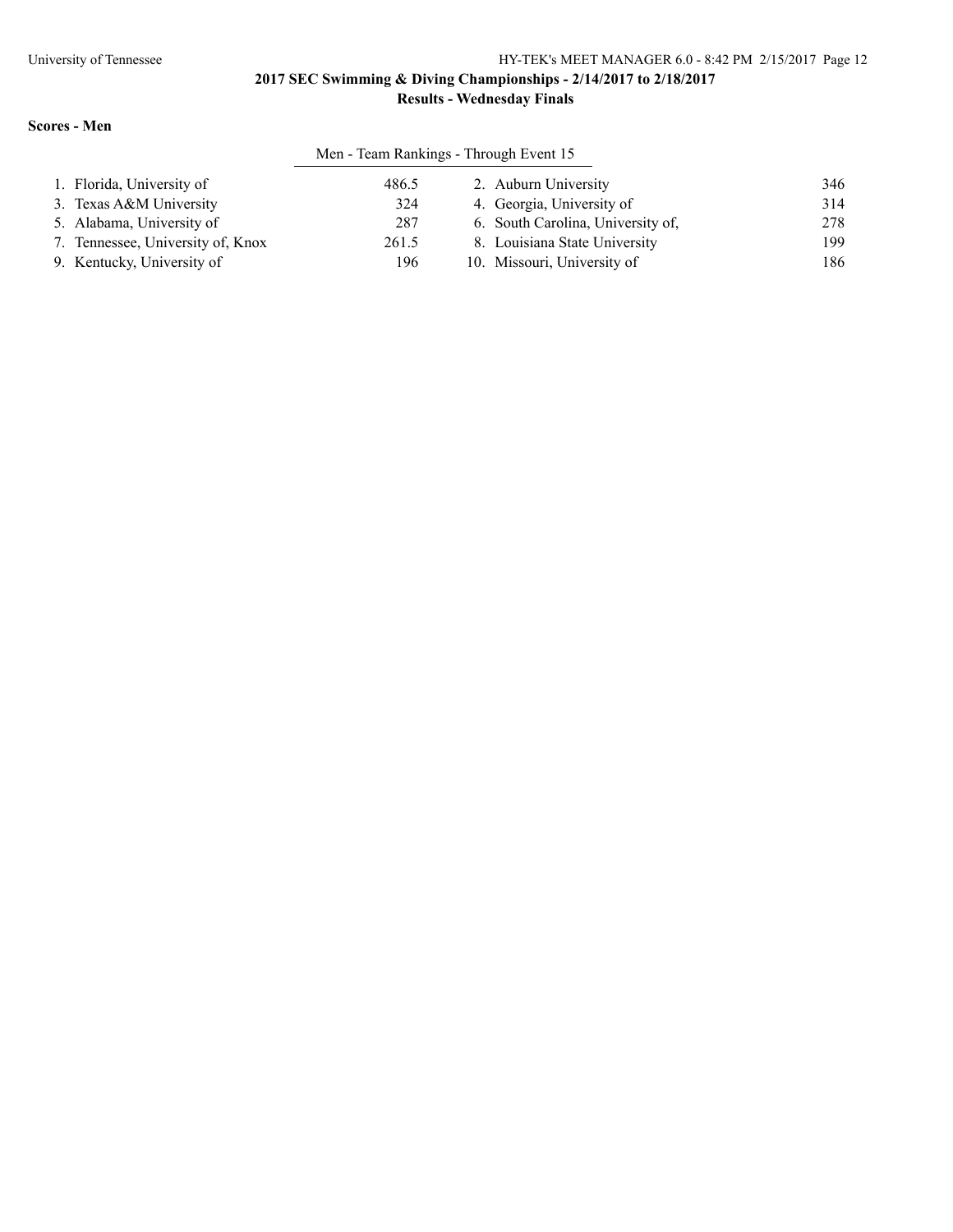**2017 SEC Swimming & Diving Championships - 2/14/2017 to 2/18/2017**

**Results - Wednesday Finals**

**Scores - Men**

Men - Team Rankings - Through Event 15

| | | | |
|---|---|---|---|
| 1. Florida, University of | 486.5 | 2. Auburn University | 346 |
| 3. Texas A&M University | 324 | 4. Georgia, University of | 314 |
| 5. Alabama, University of | 287 | 6. South Carolina, University of, | 278 |
| 7. Tennessee, University of, Knox | 261.5 | 8. Louisiana State University | 199 |
| 9. Kentucky, University of | 196 | 10. Missouri, University of | 186 |